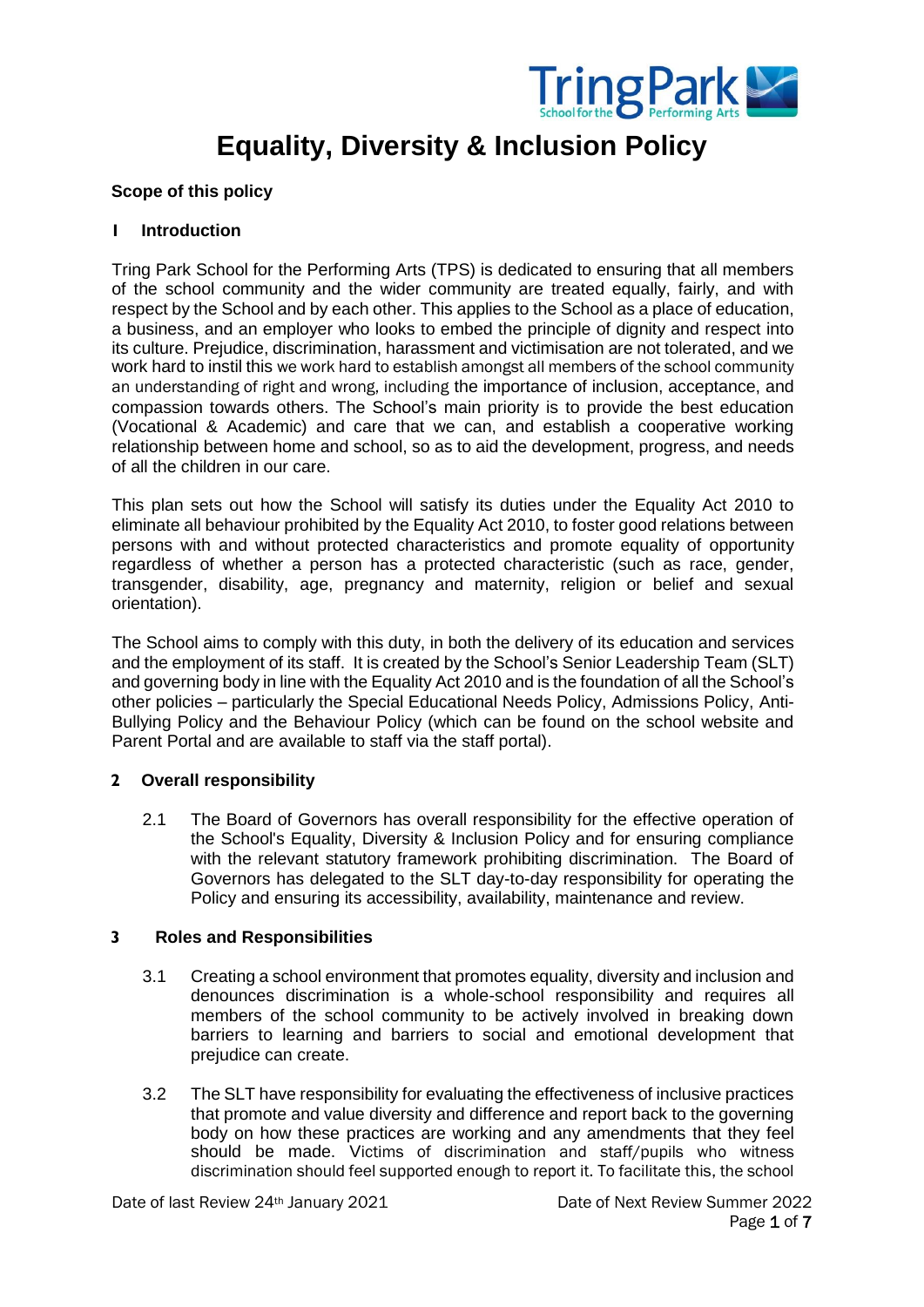# Equality, Diversity & Inclusion Policy

**Scope of this policy**

## 1 Introduction

Tring Park School for the Performing Arts (TPS) is dedicated to ensuring that all members of the school community and the wider community are treated equally, fairly, and with respect by the School and by each other. This applies to the School as a place of education, a business, and an employer who looks to embed the principle of dignity and respect into its culture. Prejudice, discrimination, harassment and victimisation are not tolerated, and we work hard to instil this we work hard to establish amongst all members of the school community an understanding of right and wrong, including the importance of inclusion, acceptance, and compassion towards others. The School's main priority is to provide the best education (Vocational & Academic) and care that we can, and establish a cooperative working relationship between home and school, so as to aid the development, progress, and needs of all the children in our care.

This plan sets out how the School will satisfy its duties under the Equality Act 2010 to eliminate all behaviour prohibited by the Equality Act 2010, to foster good relations between persons with and without protected characteristics and promote equality of opportunity regardless of whether a person has a protected characteristic (such as race, gender, transgender, disability, age, pregnancy and maternity, religion or belief and sexual orientation).

The School aims to comply with this duty, in both the delivery of its education and services and the employment of its staff. It is created by the School's Senior Leadership Team (SLT) and governing body in line with the Equality Act 2010 and is the foundation of all the School's other policies – particularly the Special Educational Needs Policy, Admissions Policy, Anti-Bullying Policy and the Behaviour Policy (which can be found on the school website and Parent Portal and are available to staff via the staff portal).

## 2 Overall responsibility

2.1 The Board of Governors has overall responsibility for the effective operation of the School's Equality, Diversity & Inclusion Policy and for ensuring compliance with the relevant statutory framework prohibiting discrimination. The Board of Governors has delegated to the SLT day-to-day responsibility for operating the Policy and ensuring its accessibility, availability, maintenance and review.

## 3 Roles and Responsibilities

3.1 Creating a school environment that promotes equality, diversity and inclusion and denounces discrimination is a whole-school responsibility and requires all members of the school community to be actively involved in breaking down barriers to learning and barriers to social and emotional development that prejudice can create.

3.2 The SLT have responsibility for evaluating the effectiveness of inclusive practices that promote and value diversity and difference and report back to the governing body on how these practices are working and any amendments that they feel should be made. Victims of discrimination and staff/pupils who witness discrimination should feel supported enough to report it. To facilitate this, the school

Date of last Review 24th January 2021 | Date of Next Review Summer 2022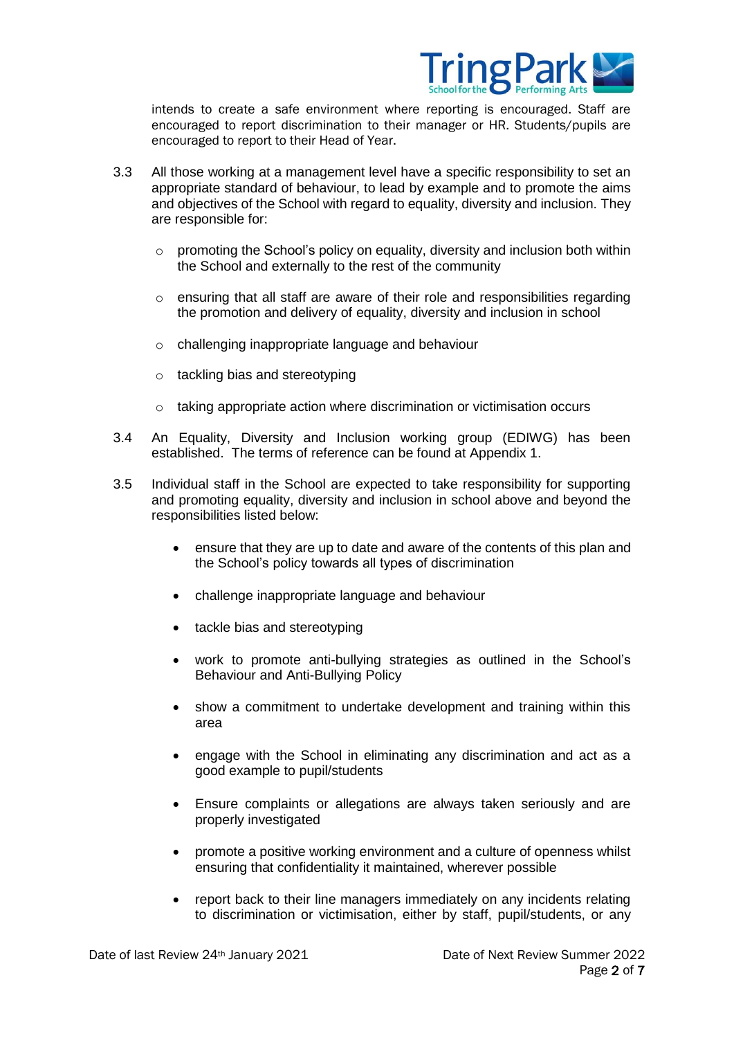intends to create a safe environment where reporting is encouraged. Staff are encouraged to report discrimination to their manager or HR. Students/pupils are encouraged to report to their Head of Year.

3.3 All those working at a management level have a specific responsibility to set an appropriate standard of behaviour, to lead by example and to promote the aims and objectives of the School with regard to equality, diversity and inclusion. They are responsible for:

- promoting the School's policy on equality, diversity and inclusion both within the School and externally to the rest of the community
- ensuring that all staff are aware of their role and responsibilities regarding the promotion and delivery of equality, diversity and inclusion in school
- challenging inappropriate language and behaviour
- tackling bias and stereotyping
- taking appropriate action where discrimination or victimisation occurs

3.4 An Equality, Diversity and Inclusion working group (EDIWG) has been established. The terms of reference can be found at Appendix 1.

3.5 Individual staff in the School are expected to take responsibility for supporting and promoting equality, diversity and inclusion in school above and beyond the responsibilities listed below:

- ensure that they are up to date and aware of the contents of this plan and the School's policy towards all types of discrimination
- challenge inappropriate language and behaviour
- tackle bias and stereotyping
- work to promote anti-bullying strategies as outlined in the School's Behaviour and Anti-Bullying Policy
- show a commitment to undertake development and training within this area
- engage with the School in eliminating any discrimination and act as a good example to pupil/students
- Ensure complaints or allegations are always taken seriously and are properly investigated
- promote a positive working environment and a culture of openness whilst ensuring that confidentiality it maintained, wherever possible
- report back to their line managers immediately on any incidents relating to discrimination or victimisation, either by staff, pupil/students, or any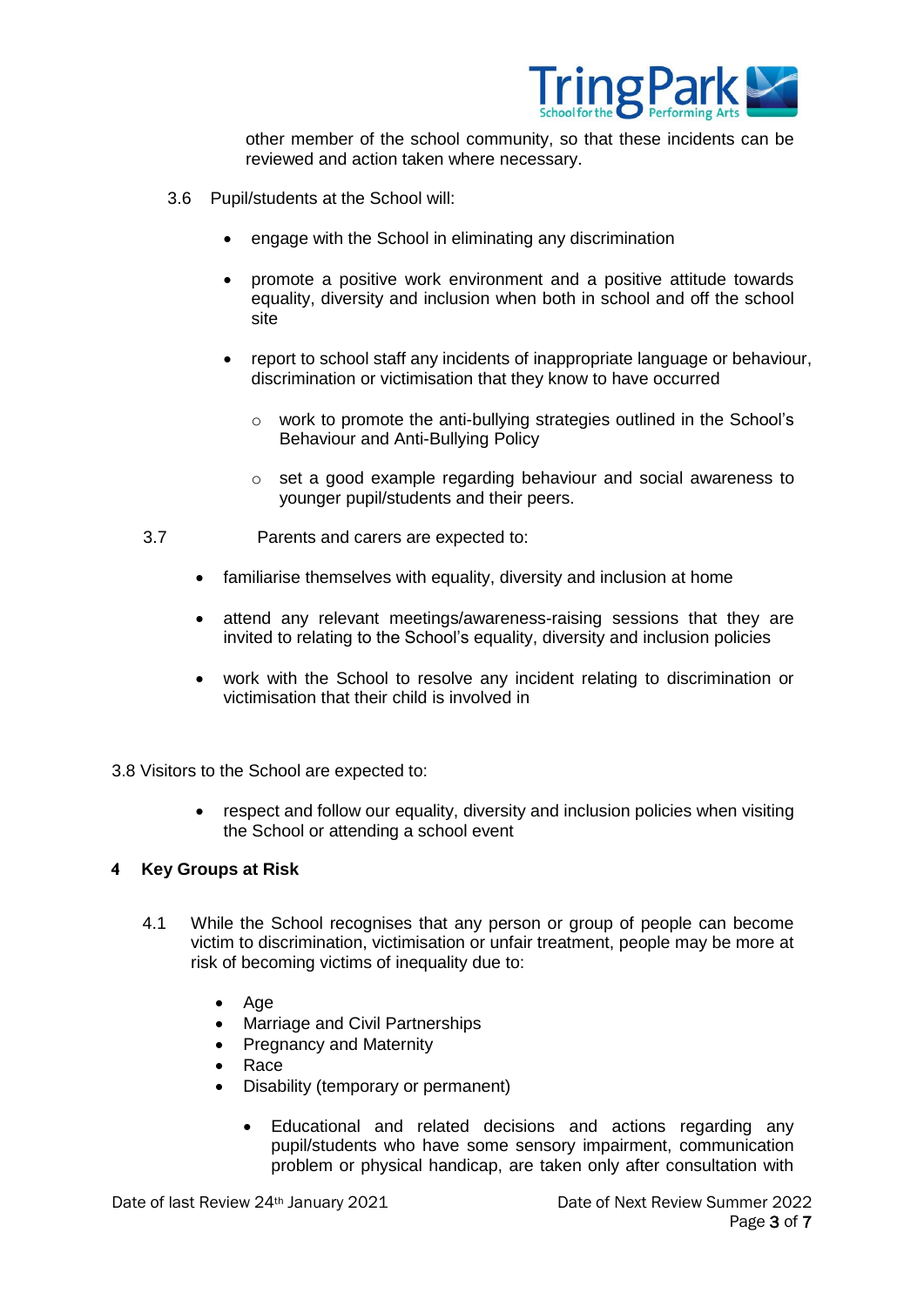other member of the school community, so that these incidents can be reviewed and action taken where necessary.

3.6 Pupil/students at the School will:

- engage with the School in eliminating any discrimination
- promote a positive work environment and a positive attitude towards equality, diversity and inclusion when both in school and off the school site
- report to school staff any incidents of inappropriate language or behaviour, discrimination or victimisation that they know to have occurred
    - work to promote the anti-bullying strategies outlined in the School's Behaviour and Anti-Bullying Policy
    - set a good example regarding behaviour and social awareness to younger pupil/students and their peers.

3.7 Parents and carers are expected to:

- familiarise themselves with equality, diversity and inclusion at home
- attend any relevant meetings/awareness-raising sessions that they are invited to relating to the School's equality, diversity and inclusion policies
- work with the School to resolve any incident relating to discrimination or victimisation that their child is involved in

3.8 Visitors to the School are expected to:

- respect and follow our equality, diversity and inclusion policies when visiting the School or attending a school event

## 4 Key Groups at Risk

4.1 While the School recognises that any person or group of people can become victim to discrimination, victimisation or unfair treatment, people may be more at risk of becoming victims of inequality due to:

- Age
- Marriage and Civil Partnerships
- Pregnancy and Maternity
- Race
- Disability (temporary or permanent)
    - Educational and related decisions and actions regarding any pupil/students who have some sensory impairment, communication problem or physical handicap, are taken only after consultation with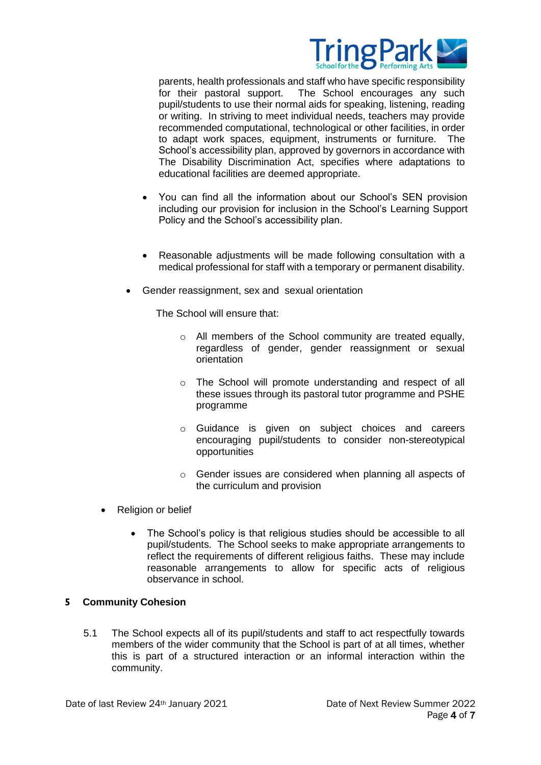parents, health professionals and staff who have specific responsibility for their pastoral support. The School encourages any such pupil/students to use their normal aids for speaking, listening, reading or writing. In striving to meet individual needs, teachers may provide recommended computational, technological or other facilities, in order to adapt work spaces, equipment, instruments or furniture. The School's accessibility plan, approved by governors in accordance with The Disability Discrimination Act, specifies where adaptations to educational facilities are deemed appropriate.

- You can find all the information about our School's SEN provision including our provision for inclusion in the School's Learning Support Policy and the School's accessibility plan.

- Reasonable adjustments will be made following consultation with a medical professional for staff with a temporary or permanent disability.

- Gender reassignment, sex and sexual orientation

  The School will ensure that:

  - All members of the School community are treated equally, regardless of gender, gender reassignment or sexual orientation
  - The School will promote understanding and respect of all these issues through its pastoral tutor programme and PSHE programme
  - Guidance is given on subject choices and careers encouraging pupil/students to consider non-stereotypical opportunities
  - Gender issues are considered when planning all aspects of the curriculum and provision

- Religion or belief

  - The School's policy is that religious studies should be accessible to all pupil/students. The School seeks to make appropriate arrangements to reflect the requirements of different religious faiths. These may include reasonable arrangements to allow for specific acts of religious observance in school.

## 5 Community Cohesion

5.1 The School expects all of its pupil/students and staff to act respectfully towards members of the wider community that the School is part of at all times, whether this is part of a structured interaction or an informal interaction within the community.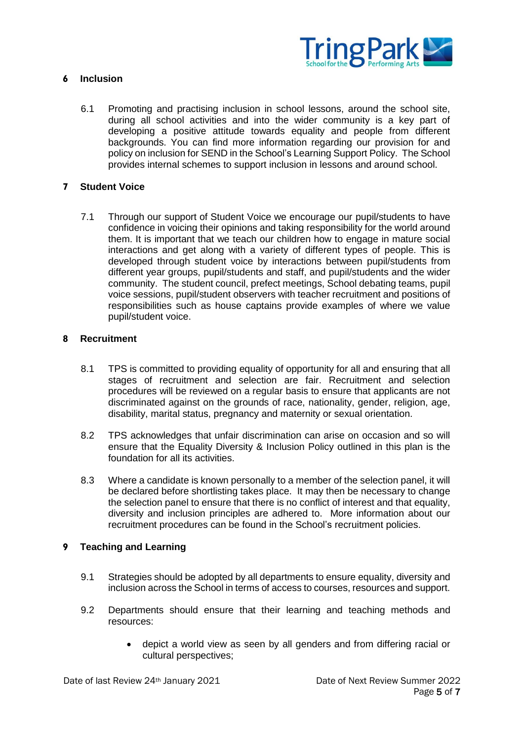## 6 Inclusion

6.1 Promoting and practising inclusion in school lessons, around the school site, during all school activities and into the wider community is a key part of developing a positive attitude towards equality and people from different backgrounds. You can find more information regarding our provision for and policy on inclusion for SEND in the School's Learning Support Policy. The School provides internal schemes to support inclusion in lessons and around school.

## 7 Student Voice

7.1 Through our support of Student Voice we encourage our pupil/students to have confidence in voicing their opinions and taking responsibility for the world around them. It is important that we teach our children how to engage in mature social interactions and get along with a variety of different types of people. This is developed through student voice by interactions between pupil/students from different year groups, pupil/students and staff, and pupil/students and the wider community. The student council, prefect meetings, School debating teams, pupil voice sessions, pupil/student observers with teacher recruitment and positions of responsibilities such as house captains provide examples of where we value pupil/student voice.

## 8 Recruitment

8.1 TPS is committed to providing equality of opportunity for all and ensuring that all stages of recruitment and selection are fair. Recruitment and selection procedures will be reviewed on a regular basis to ensure that applicants are not discriminated against on the grounds of race, nationality, gender, religion, age, disability, marital status, pregnancy and maternity or sexual orientation.

8.2 TPS acknowledges that unfair discrimination can arise on occasion and so will ensure that the Equality Diversity & Inclusion Policy outlined in this plan is the foundation for all its activities.

8.3 Where a candidate is known personally to a member of the selection panel, it will be declared before shortlisting takes place. It may then be necessary to change the selection panel to ensure that there is no conflict of interest and that equality, diversity and inclusion principles are adhered to. More information about our recruitment procedures can be found in the School's recruitment policies.

## 9 Teaching and Learning

9.1 Strategies should be adopted by all departments to ensure equality, diversity and inclusion across the School in terms of access to courses, resources and support.

9.2 Departments should ensure that their learning and teaching methods and resources:

- depict a world view as seen by all genders and from differing racial or cultural perspectives;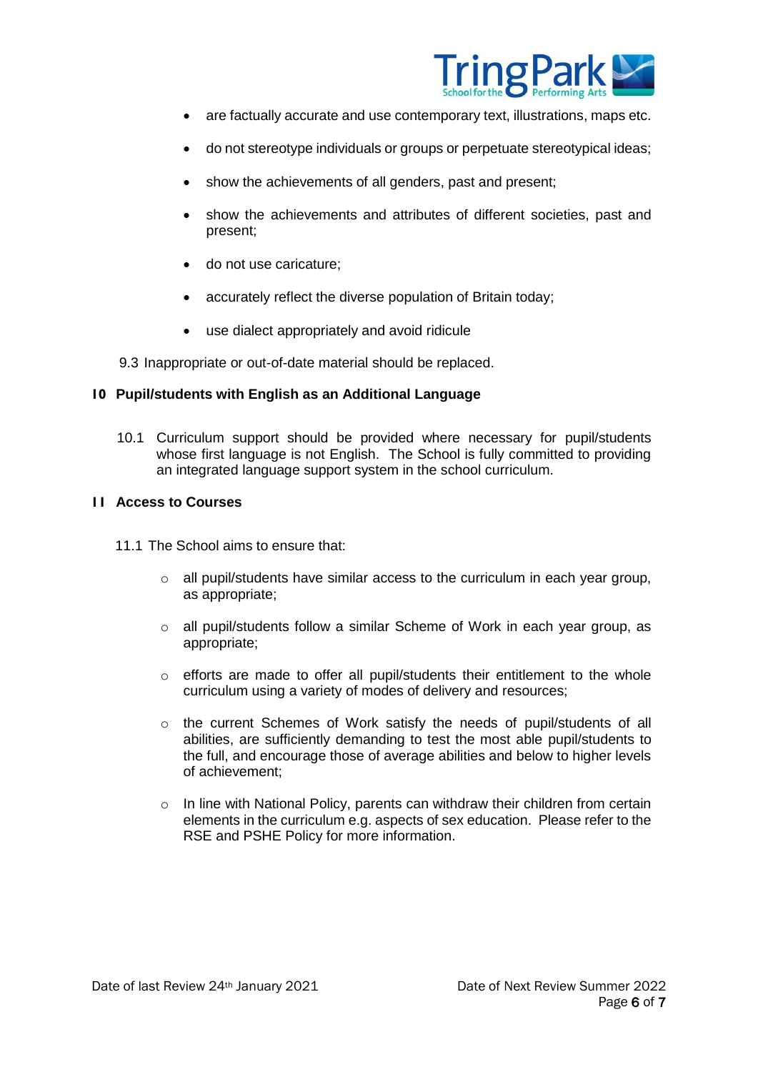- are factually accurate and use contemporary text, illustrations, maps etc.
- do not stereotype individuals or groups or perpetuate stereotypical ideas;
- show the achievements of all genders, past and present;
- show the achievements and attributes of different societies, past and present;
- do not use caricature;
- accurately reflect the diverse population of Britain today;
- use dialect appropriately and avoid ridicule

9.3 Inappropriate or out-of-date material should be replaced.

## 10 Pupil/students with English as an Additional Language

10.1 Curriculum support should be provided where necessary for pupil/students whose first language is not English. The School is fully committed to providing an integrated language support system in the school curriculum.

## 11 Access to Courses

11.1 The School aims to ensure that:

- all pupil/students have similar access to the curriculum in each year group, as appropriate;
- all pupil/students follow a similar Scheme of Work in each year group, as appropriate;
- efforts are made to offer all pupil/students their entitlement to the whole curriculum using a variety of modes of delivery and resources;
- the current Schemes of Work satisfy the needs of pupil/students of all abilities, are sufficiently demanding to test the most able pupil/students to the full, and encourage those of average abilities and below to higher levels of achievement;
- In line with National Policy, parents can withdraw their children from certain elements in the curriculum e.g. aspects of sex education. Please refer to the RSE and PSHE Policy for more information.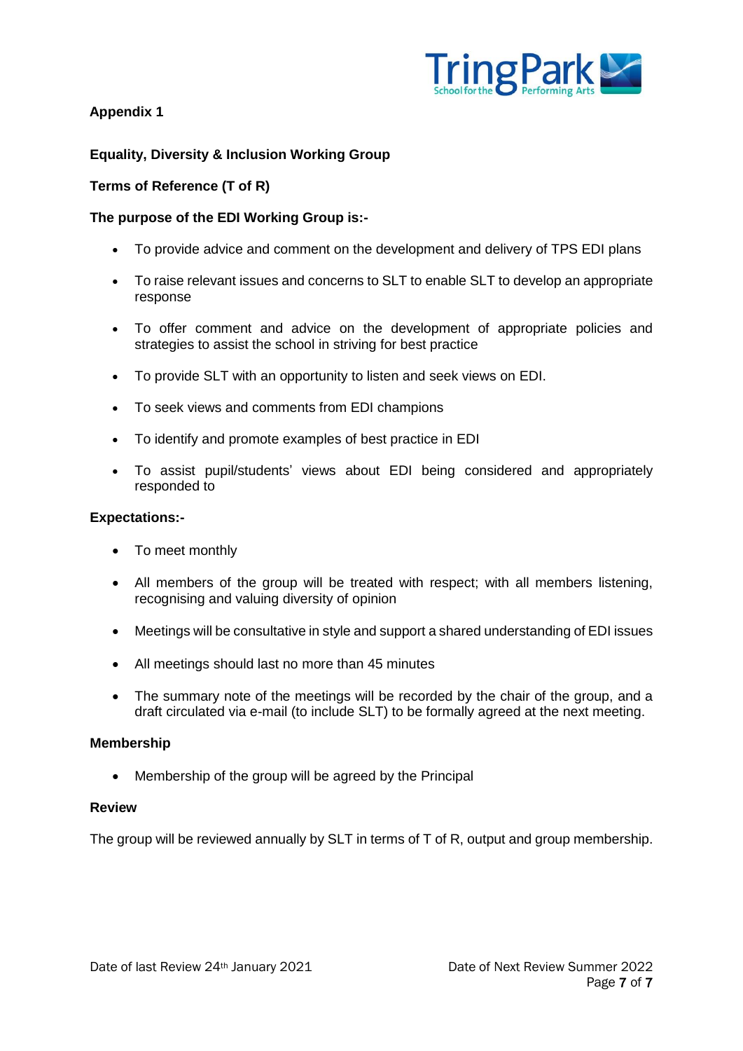**Appendix 1**

**Equality, Diversity & Inclusion Working Group**

**Terms of Reference (T of R)**

**The purpose of the EDI Working Group is:-**

- To provide advice and comment on the development and delivery of TPS EDI plans
- To raise relevant issues and concerns to SLT to enable SLT to develop an appropriate response
- To offer comment and advice on the development of appropriate policies and strategies to assist the school in striving for best practice
- To provide SLT with an opportunity to listen and seek views on EDI.
- To seek views and comments from EDI champions
- To identify and promote examples of best practice in EDI
- To assist pupil/students' views about EDI being considered and appropriately responded to

**Expectations:-**

- To meet monthly
- All members of the group will be treated with respect; with all members listening, recognising and valuing diversity of opinion
- Meetings will be consultative in style and support a shared understanding of EDI issues
- All meetings should last no more than 45 minutes
- The summary note of the meetings will be recorded by the chair of the group, and a draft circulated via e-mail (to include SLT) to be formally agreed at the next meeting.

**Membership**

- Membership of the group will be agreed by the Principal

**Review**

The group will be reviewed annually by SLT in terms of T of R, output and group membership.

Date of last Review 24th January 2021

Date of Next Review Summer 2022